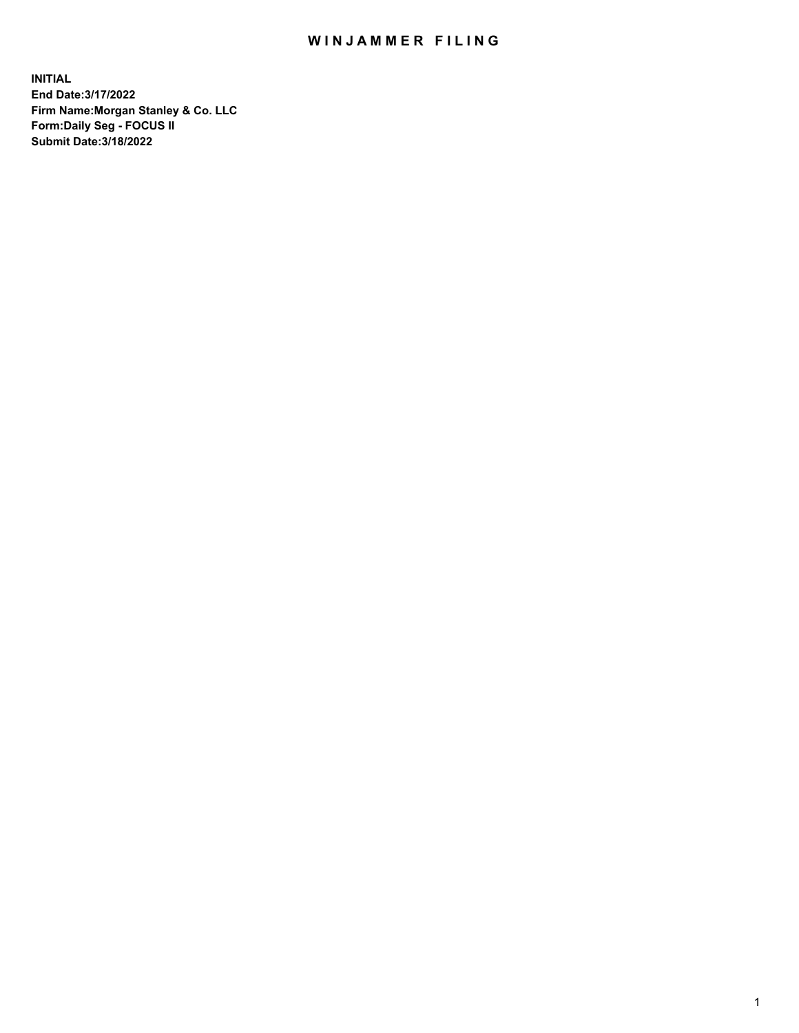# WINJAMMER FILING

**INITIAL**
**End Date:3/17/2022**
**Firm Name:Morgan Stanley & Co. LLC**
**Form:Daily Seg - FOCUS II**
**Submit Date:3/18/2022**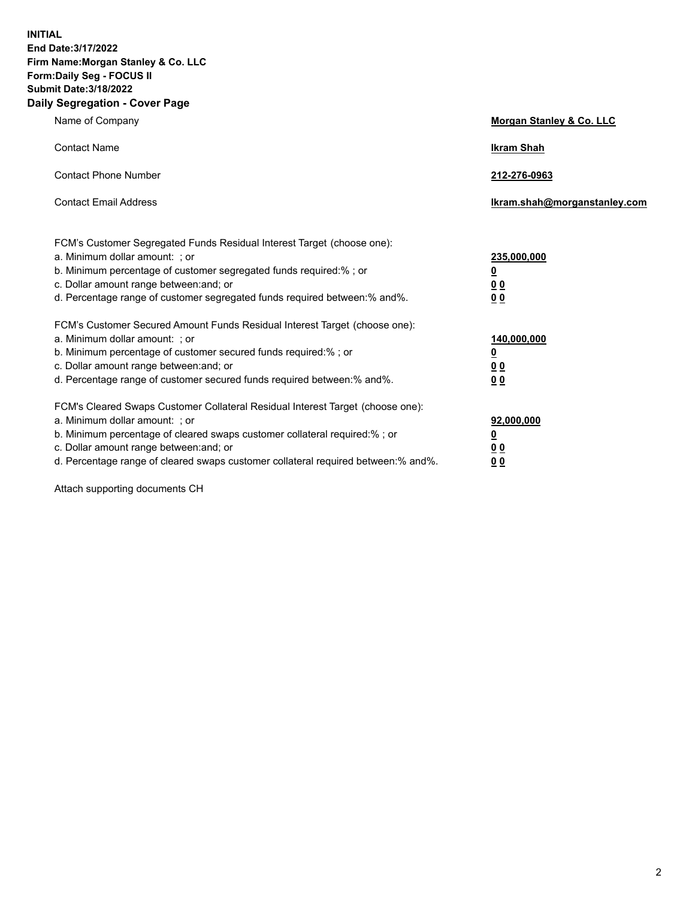**INITIAL**
**End Date:3/17/2022**
**Firm Name:Morgan Stanley & Co. LLC**
**Form:Daily Seg - FOCUS II**
**Submit Date:3/18/2022**

## Daily Segregation - Cover Page

| | |
|---|---|
| Name of Company | **Morgan Stanley & Co. LLC** |
| Contact Name | **Ikram Shah** |
| Contact Phone Number | **212-276-0963** |
| Contact Email Address | **Ikram.shah@morganstanley.com** |

| | |
|---|---|
| FCM's Customer Segregated Funds Residual Interest Target (choose one): | |
| a. Minimum dollar amount: ; or | **235,000,000** |
| b. Minimum percentage of customer segregated funds required:% ; or | **0** |
| c. Dollar amount range between:and; or | **0 0** |
| d. Percentage range of customer segregated funds required between:% and%. | **0 0** |
| FCM's Customer Secured Amount Funds Residual Interest Target (choose one): | |
| a. Minimum dollar amount: ; or | **140,000,000** |
| b. Minimum percentage of customer secured funds required:% ; or | **0** |
| c. Dollar amount range between:and; or | **0 0** |
| d. Percentage range of customer secured funds required between:% and%. | **0 0** |
| FCM's Cleared Swaps Customer Collateral Residual Interest Target (choose one): | |
| a. Minimum dollar amount: ; or | **92,000,000** |
| b. Minimum percentage of cleared swaps customer collateral required:% ; or | **0** |
| c. Dollar amount range between:and; or | **0 0** |
| d. Percentage range of cleared swaps customer collateral required between:% and%. | **0 0** |

Attach supporting documents CH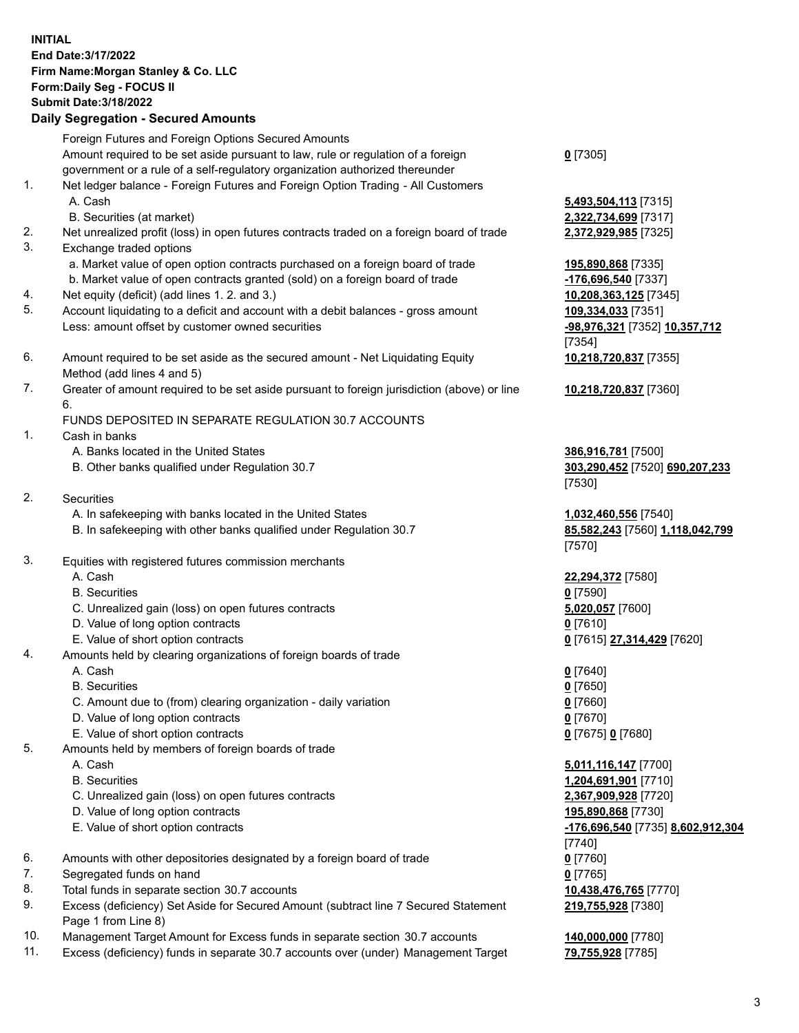**INITIAL**
**End Date:3/17/2022**
**Firm Name:Morgan Stanley & Co. LLC**
**Form:Daily Seg - FOCUS II**
**Submit Date:3/18/2022**

## Daily Segregation - Secured Amounts

| | | |
|---|---|---|
| | Foreign Futures and Foreign Options Secured Amounts | |
| | Amount required to be set aside pursuant to law, rule or regulation of a foreign government or a rule of a self-regulatory organization authorized thereunder | **0** [7305] |
| 1. | Net ledger balance - Foreign Futures and Foreign Option Trading - All Customers | |
| | A. Cash | **5,493,504,113** [7315] |
| | B. Securities (at market) | **2,322,734,699** [7317] |
| 2. | Net unrealized profit (loss) in open futures contracts traded on a foreign board of trade | **2,372,929,985** [7325] |
| 3. | Exchange traded options | |
| | a. Market value of open option contracts purchased on a foreign board of trade | **195,890,868** [7335] |
| | b. Market value of open contracts granted (sold) on a foreign board of trade | **-176,696,540** [7337] |
| 4. | Net equity (deficit) (add lines 1. 2. and 3.) | **10,208,363,125** [7345] |
| 5. | Account liquidating to a deficit and account with a debit balances - gross amount | **109,334,033** [7351] |
| | Less: amount offset by customer owned securities | **-98,976,321** [7352] **10,357,712** [7354] |
| 6. | Amount required to be set aside as the secured amount - Net Liquidating Equity Method (add lines 4 and 5) | **10,218,720,837** [7355] |
| 7. | Greater of amount required to be set aside pursuant to foreign jurisdiction (above) or line 6. | **10,218,720,837** [7360] |
| | FUNDS DEPOSITED IN SEPARATE REGULATION 30.7 ACCOUNTS | |
| 1. | Cash in banks | |
| | A. Banks located in the United States | **386,916,781** [7500] |
| | B. Other banks qualified under Regulation 30.7 | **303,290,452** [7520] **690,207,233** [7530] |
| 2. | Securities | |
| | A. In safekeeping with banks located in the United States | **1,032,460,556** [7540] |
| | B. In safekeeping with other banks qualified under Regulation 30.7 | **85,582,243** [7560] **1,118,042,799** [7570] |
| 3. | Equities with registered futures commission merchants | |
| | A. Cash | **22,294,372** [7580] |
| | B. Securities | **0** [7590] |
| | C. Unrealized gain (loss) on open futures contracts | **5,020,057** [7600] |
| | D. Value of long option contracts | **0** [7610] |
| | E. Value of short option contracts | **0** [7615] **27,314,429** [7620] |
| 4. | Amounts held by clearing organizations of foreign boards of trade | |
| | A. Cash | **0** [7640] |
| | B. Securities | **0** [7650] |
| | C. Amount due to (from) clearing organization - daily variation | **0** [7660] |
| | D. Value of long option contracts | **0** [7670] |
| | E. Value of short option contracts | **0** [7675] **0** [7680] |
| 5. | Amounts held by members of foreign boards of trade | |
| | A. Cash | **5,011,116,147** [7700] |
| | B. Securities | **1,204,691,901** [7710] |
| | C. Unrealized gain (loss) on open futures contracts | **2,367,909,928** [7720] |
| | D. Value of long option contracts | **195,890,868** [7730] |
| | E. Value of short option contracts | **-176,696,540** [7735] **8,602,912,304** [7740] |
| 6. | Amounts with other depositories designated by a foreign board of trade | **0** [7760] |
| 7. | Segregated funds on hand | **0** [7765] |
| 8. | Total funds in separate section 30.7 accounts | **10,438,476,765** [7770] |
| 9. | Excess (deficiency) Set Aside for Secured Amount (subtract line 7 Secured Statement Page 1 from Line 8) | **219,755,928** [7380] |
| 10. | Management Target Amount for Excess funds in separate section 30.7 accounts | **140,000,000** [7780] |
| 11. | Excess (deficiency) funds in separate 30.7 accounts over (under) Management Target | **79,755,928** [7785] |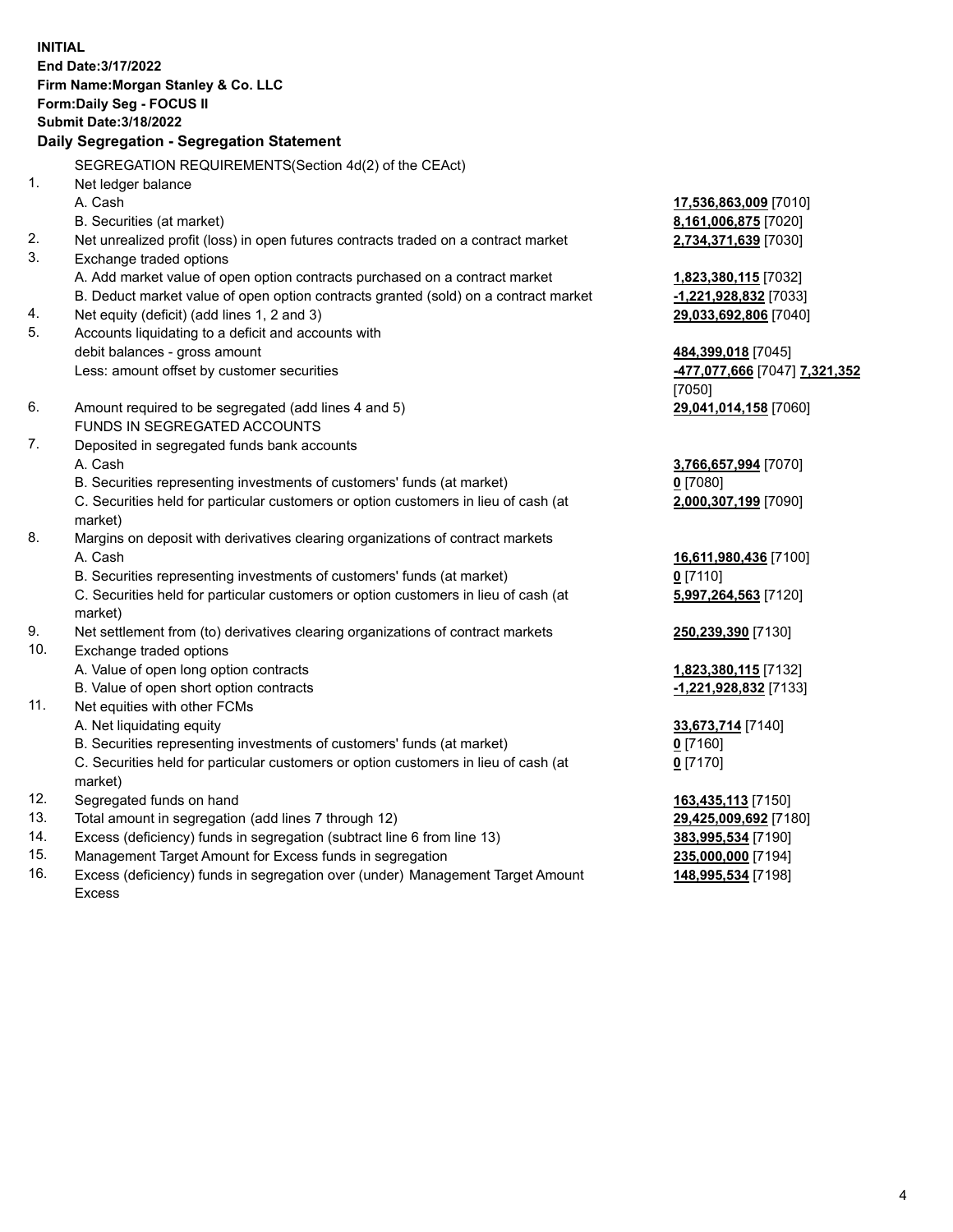**INITIAL**
**End Date:3/17/2022**
**Firm Name:Morgan Stanley & Co. LLC**
**Form:Daily Seg - FOCUS II**
**Submit Date:3/18/2022**

## Daily Segregation - Segregation Statement

SEGREGATION REQUIREMENTS(Section 4d(2) of the CEAct)

| | | |
|---|---|---|
| 1. | Net ledger balance | |
| | A. Cash | **17,536,863,009** [7010] |
| | B. Securities (at market) | **8,161,006,875** [7020] |
| 2. | Net unrealized profit (loss) in open futures contracts traded on a contract market | **2,734,371,639** [7030] |
| 3. | Exchange traded options | |
| | A. Add market value of open option contracts purchased on a contract market | **1,823,380,115** [7032] |
| | B. Deduct market value of open option contracts granted (sold) on a contract market | **-1,221,928,832** [7033] |
| 4. | Net equity (deficit) (add lines 1, 2 and 3) | **29,033,692,806** [7040] |
| 5. | Accounts liquidating to a deficit and accounts with debit balances - gross amount | **484,399,018** [7045] |
| | Less: amount offset by customer securities | **-477,077,666** [7047] **7,321,352** [7050] |
| 6. | Amount required to be segregated (add lines 4 and 5) | **29,041,014,158** [7060] |
| | FUNDS IN SEGREGATED ACCOUNTS | |
| 7. | Deposited in segregated funds bank accounts | |
| | A. Cash | **3,766,657,994** [7070] |
| | B. Securities representing investments of customers' funds (at market) | **0** [7080] |
| | C. Securities held for particular customers or option customers in lieu of cash (at market) | **2,000,307,199** [7090] |
| 8. | Margins on deposit with derivatives clearing organizations of contract markets | |
| | A. Cash | **16,611,980,436** [7100] |
| | B. Securities representing investments of customers' funds (at market) | **0** [7110] |
| | C. Securities held for particular customers or option customers in lieu of cash (at market) | **5,997,264,563** [7120] |
| 9. | Net settlement from (to) derivatives clearing organizations of contract markets | **250,239,390** [7130] |
| 10. | Exchange traded options | |
| | A. Value of open long option contracts | **1,823,380,115** [7132] |
| | B. Value of open short option contracts | **-1,221,928,832** [7133] |
| 11. | Net equities with other FCMs | |
| | A. Net liquidating equity | **33,673,714** [7140] |
| | B. Securities representing investments of customers' funds (at market) | **0** [7160] |
| | C. Securities held for particular customers or option customers in lieu of cash (at market) | **0** [7170] |
| 12. | Segregated funds on hand | **163,435,113** [7150] |
| 13. | Total amount in segregation (add lines 7 through 12) | **29,425,009,692** [7180] |
| 14. | Excess (deficiency) funds in segregation (subtract line 6 from line 13) | **383,995,534** [7190] |
| 15. | Management Target Amount for Excess funds in segregation | **235,000,000** [7194] |
| 16. | Excess (deficiency) funds in segregation over (under) Management Target Amount Excess | **148,995,534** [7198] |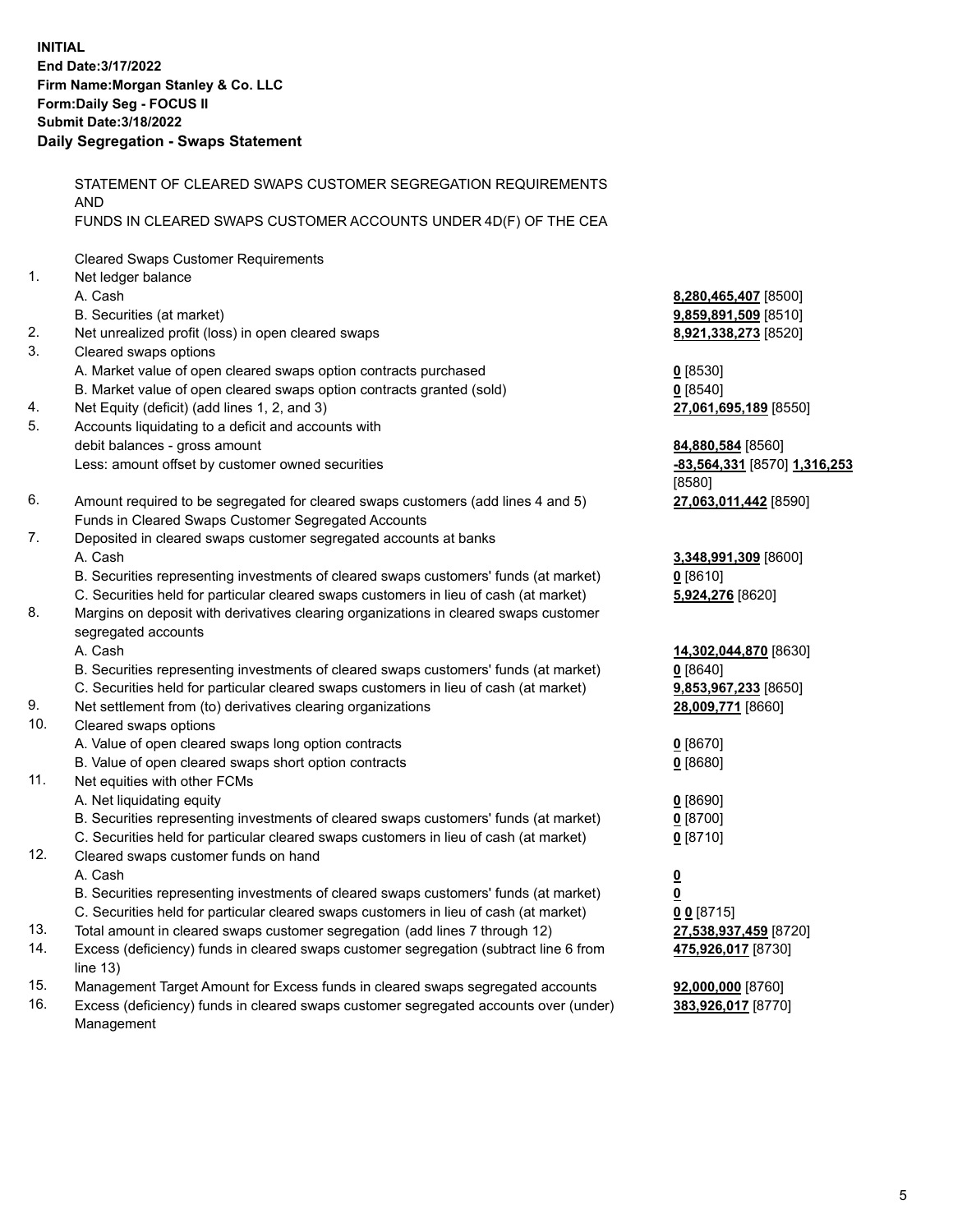**INITIAL**
**End Date:3/17/2022**
**Firm Name:Morgan Stanley & Co. LLC**
**Form:Daily Seg - FOCUS II**
**Submit Date:3/18/2022**
**Daily Segregation - Swaps Statement**

STATEMENT OF CLEARED SWAPS CUSTOMER SEGREGATION REQUIREMENTS AND FUNDS IN CLEARED SWAPS CUSTOMER ACCOUNTS UNDER 4D(F) OF THE CEA

| | | |
|---|---|---|
| | Cleared Swaps Customer Requirements | |
| 1. | Net ledger balance | |
| | A. Cash | **8,280,465,407** [8500] |
| | B. Securities (at market) | **9,859,891,509** [8510] |
| 2. | Net unrealized profit (loss) in open cleared swaps | **8,921,338,273** [8520] |
| 3. | Cleared swaps options | |
| | A. Market value of open cleared swaps option contracts purchased | **0** [8530] |
| | B. Market value of open cleared swaps option contracts granted (sold) | **0** [8540] |
| 4. | Net Equity (deficit) (add lines 1, 2, and 3) | **27,061,695,189** [8550] |
| 5. | Accounts liquidating to a deficit and accounts with debit balances - gross amount | **84,880,584** [8560] |
| | Less: amount offset by customer owned securities | **-83,564,331** [8570] **1,316,253** [8580] |
| 6. | Amount required to be segregated for cleared swaps customers (add lines 4 and 5) | **27,063,011,442** [8590] |
| | Funds in Cleared Swaps Customer Segregated Accounts | |
| 7. | Deposited in cleared swaps customer segregated accounts at banks | |
| | A. Cash | **3,348,991,309** [8600] |
| | B. Securities representing investments of cleared swaps customers' funds (at market) | **0** [8610] |
| | C. Securities held for particular cleared swaps customers in lieu of cash (at market) | **5,924,276** [8620] |
| 8. | Margins on deposit with derivatives clearing organizations in cleared swaps customer segregated accounts | |
| | A. Cash | **14,302,044,870** [8630] |
| | B. Securities representing investments of cleared swaps customers' funds (at market) | **0** [8640] |
| | C. Securities held for particular cleared swaps customers in lieu of cash (at market) | **9,853,967,233** [8650] |
| 9. | Net settlement from (to) derivatives clearing organizations | **28,009,771** [8660] |
| 10. | Cleared swaps options | |
| | A. Value of open cleared swaps long option contracts | **0** [8670] |
| | B. Value of open cleared swaps short option contracts | **0** [8680] |
| 11. | Net equities with other FCMs | |
| | A. Net liquidating equity | **0** [8690] |
| | B. Securities representing investments of cleared swaps customers' funds (at market) | **0** [8700] |
| | C. Securities held for particular cleared swaps customers in lieu of cash (at market) | **0** [8710] |
| 12. | Cleared swaps customer funds on hand | |
| | A. Cash | **0** |
| | B. Securities representing investments of cleared swaps customers' funds (at market) | **0** |
| | C. Securities held for particular cleared swaps customers in lieu of cash (at market) | **0** **0** [8715] |
| 13. | Total amount in cleared swaps customer segregation (add lines 7 through 12) | **27,538,937,459** [8720] |
| 14. | Excess (deficiency) funds in cleared swaps customer segregation (subtract line 6 from line 13) | **475,926,017** [8730] |
| 15. | Management Target Amount for Excess funds in cleared swaps segregated accounts | **92,000,000** [8760] |
| 16. | Excess (deficiency) funds in cleared swaps customer segregated accounts over (under) Management | **383,926,017** [8770] |